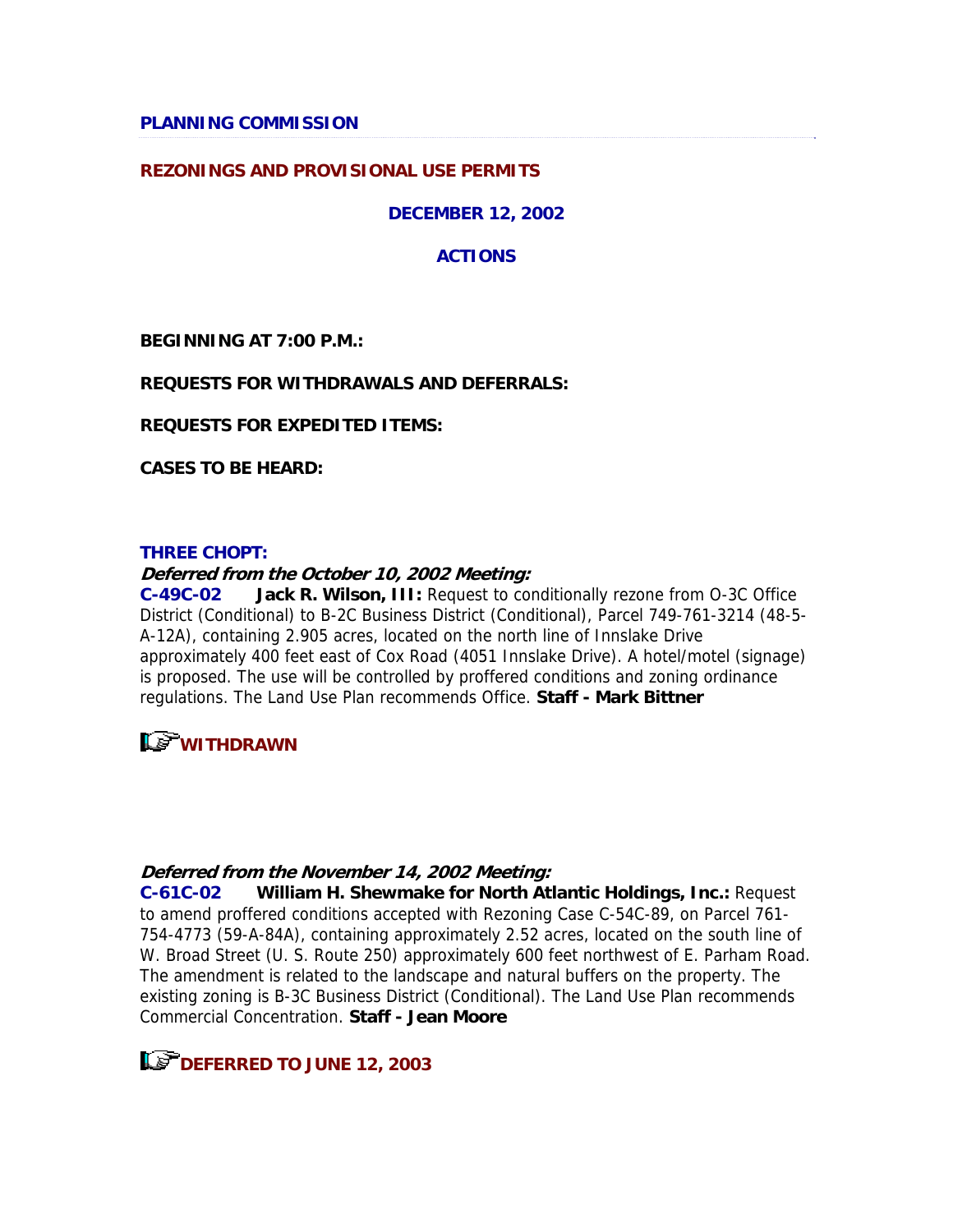## PLANNING COMMISSION

## REZONINGS AND PROVISIONAL USE PERMITS

### DECEMBER 12, 2002

### ACTIONS

**BEGINNING AT 7:00 P.M.:**

**REQUESTS FOR WITHDRAWALS AND DEFERRALS:**

**REQUESTS FOR EXPEDITED ITEMS:**

**CASES TO BE HEARD:**

**THREE CHOPT:**

***Deferred from the October 10, 2002 Meeting:***

**C-49C-02** **Jack R. Wilson, III:** Request to conditionally rezone from O-3C Office District (Conditional) to B-2C Business District (Conditional), Parcel 749-761-3214 (48-5-A-12A), containing 2.905 acres, located on the north line of Innslake Drive approximately 400 feet east of Cox Road (4051 Innslake Drive). A hotel/motel (signage) is proposed. The use will be controlled by proffered conditions and zoning ordinance regulations. The Land Use Plan recommends Office. **Staff - Mark Bittner**

**WITHDRAWN**

***Deferred from the November 14, 2002 Meeting:***

**C-61C-02** **William H. Shewmake for North Atlantic Holdings, Inc.:** Request to amend proffered conditions accepted with Rezoning Case C-54C-89, on Parcel 761-754-4773 (59-A-84A), containing approximately 2.52 acres, located on the south line of W. Broad Street (U. S. Route 250) approximately 600 feet northwest of E. Parham Road. The amendment is related to the landscape and natural buffers on the property. The existing zoning is B-3C Business District (Conditional). The Land Use Plan recommends Commercial Concentration. **Staff - Jean Moore**

**DEFERRED TO JUNE 12, 2003**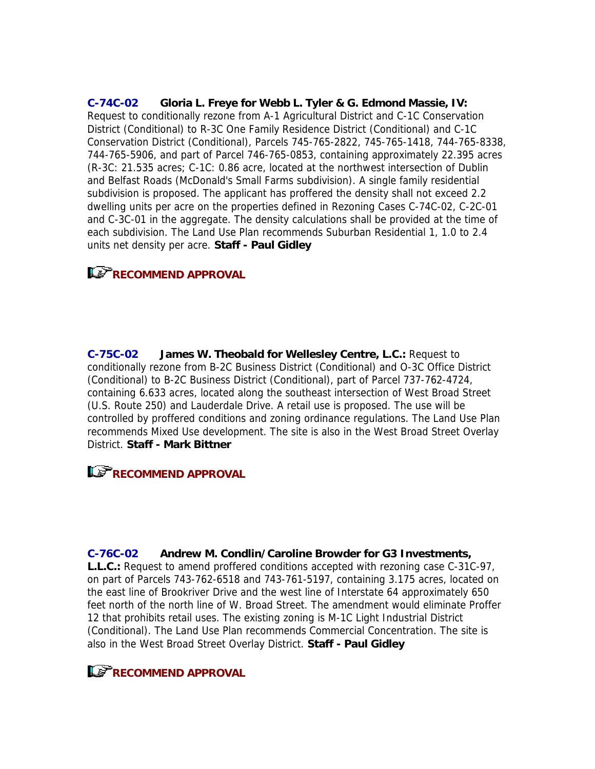**C-74C-02 Gloria L. Freye for Webb L. Tyler & G. Edmond Massie, IV:** Request to conditionally rezone from A-1 Agricultural District and C-1C Conservation District (Conditional) to R-3C One Family Residence District (Conditional) and C-1C Conservation District (Conditional), Parcels 745-765-2822, 745-765-1418, 744-765-8338, 744-765-5906, and part of Parcel 746-765-0853, containing approximately 22.395 acres (R-3C: 21.535 acres; C-1C: 0.86 acre, located at the northwest intersection of Dublin and Belfast Roads (McDonald's Small Farms subdivision). A single family residential subdivision is proposed. The applicant has proffered the density shall not exceed 2.2 dwelling units per acre on the properties defined in Rezoning Cases C-74C-02, C-2C-01 and C-3C-01 in the aggregate. The density calculations shall be provided at the time of each subdivision. The Land Use Plan recommends Suburban Residential 1, 1.0 to 2.4 units net density per acre. **Staff - Paul Gidley**

**RECOMMEND APPROVAL**

**C-75C-02 James W. Theobald for Wellesley Centre, L.C.:** Request to conditionally rezone from B-2C Business District (Conditional) and O-3C Office District (Conditional) to B-2C Business District (Conditional), part of Parcel 737-762-4724, containing 6.633 acres, located along the southeast intersection of West Broad Street (U.S. Route 250) and Lauderdale Drive. A retail use is proposed. The use will be controlled by proffered conditions and zoning ordinance regulations. The Land Use Plan recommends Mixed Use development. The site is also in the West Broad Street Overlay District. **Staff - Mark Bittner**

**RECOMMEND APPROVAL**

**C-76C-02 Andrew M. Condlin/Caroline Browder for G3 Investments, L.L.C.:** Request to amend proffered conditions accepted with rezoning case C-31C-97, on part of Parcels 743-762-6518 and 743-761-5197, containing 3.175 acres, located on the east line of Brookriver Drive and the west line of Interstate 64 approximately 650 feet north of the north line of W. Broad Street. The amendment would eliminate Proffer 12 that prohibits retail uses. The existing zoning is M-1C Light Industrial District (Conditional). The Land Use Plan recommends Commercial Concentration. The site is also in the West Broad Street Overlay District. **Staff - Paul Gidley**

**RECOMMEND APPROVAL**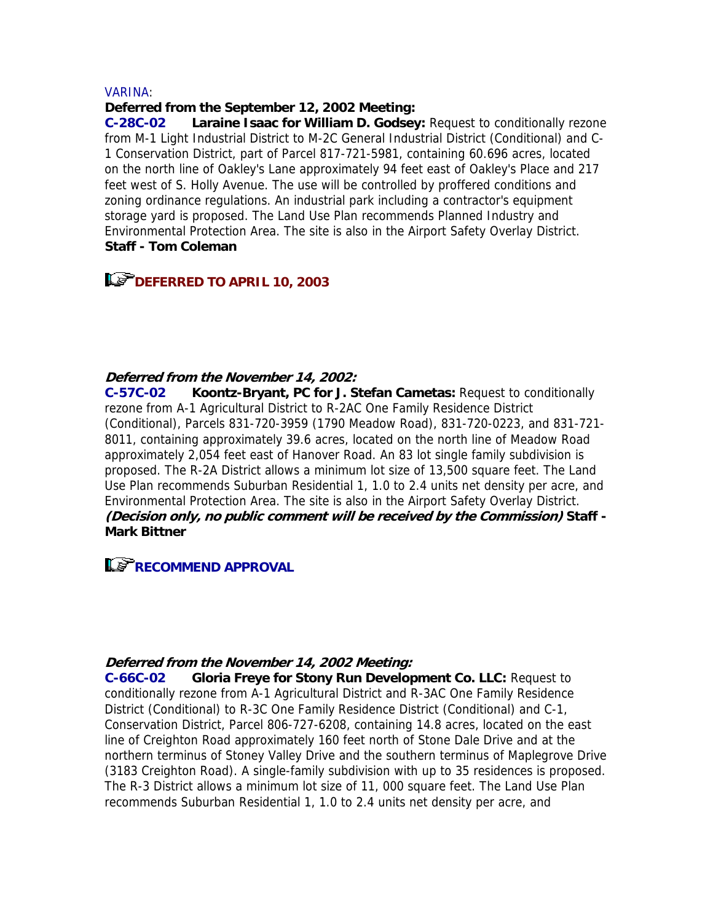VARINA:

**Deferred from the September 12, 2002 Meeting:**

**C-28C-02 Laraine Isaac for William D. Godsey:** Request to conditionally rezone from M-1 Light Industrial District to M-2C General Industrial District (Conditional) and C-1 Conservation District, part of Parcel 817-721-5981, containing 60.696 acres, located on the north line of Oakley's Lane approximately 94 feet east of Oakley's Place and 217 feet west of S. Holly Avenue. The use will be controlled by proffered conditions and zoning ordinance regulations. An industrial park including a contractor's equipment storage yard is proposed. The Land Use Plan recommends Planned Industry and Environmental Protection Area. The site is also in the Airport Safety Overlay District. **Staff - Tom Coleman**

**DEFERRED TO APRIL 10, 2003**

***Deferred from the November 14, 2002:***

**C-57C-02 Koontz-Bryant, PC for J. Stefan Cametas:** Request to conditionally rezone from A-1 Agricultural District to R-2AC One Family Residence District (Conditional), Parcels 831-720-3959 (1790 Meadow Road), 831-720-0223, and 831-721-8011, containing approximately 39.6 acres, located on the north line of Meadow Road approximately 2,054 feet east of Hanover Road. An 83 lot single family subdivision is proposed. The R-2A District allows a minimum lot size of 13,500 square feet. The Land Use Plan recommends Suburban Residential 1, 1.0 to 2.4 units net density per acre, and Environmental Protection Area. The site is also in the Airport Safety Overlay District. ***(Decision only, no public comment will be received by the Commission)*** **Staff - Mark Bittner**

**RECOMMEND APPROVAL**

***Deferred from the November 14, 2002 Meeting:***

**C-66C-02 Gloria Freye for Stony Run Development Co. LLC:** Request to conditionally rezone from A-1 Agricultural District and R-3AC One Family Residence District (Conditional) to R-3C One Family Residence District (Conditional) and C-1, Conservation District, Parcel 806-727-6208, containing 14.8 acres, located on the east line of Creighton Road approximately 160 feet north of Stone Dale Drive and at the northern terminus of Stoney Valley Drive and the southern terminus of Maplegrove Drive (3183 Creighton Road). A single-family subdivision with up to 35 residences is proposed. The R-3 District allows a minimum lot size of 11, 000 square feet. The Land Use Plan recommends Suburban Residential 1, 1.0 to 2.4 units net density per acre, and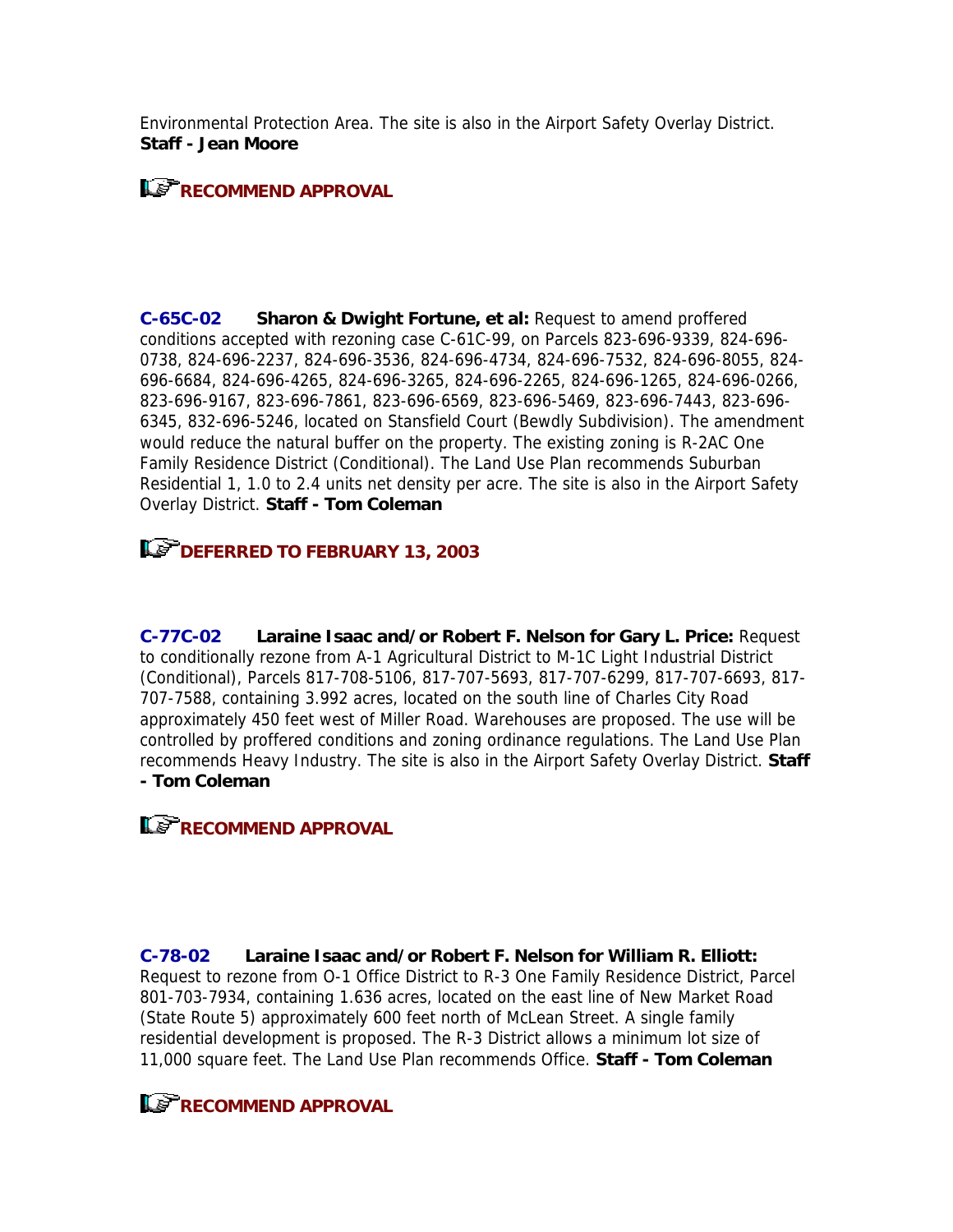Environmental Protection Area. The site is also in the Airport Safety Overlay District. **Staff - Jean Moore**

**RECOMMEND APPROVAL**

**C-65C-02** **Sharon & Dwight Fortune, et al:** Request to amend proffered conditions accepted with rezoning case C-61C-99, on Parcels 823-696-9339, 824-696-0738, 824-696-2237, 824-696-3536, 824-696-4734, 824-696-7532, 824-696-8055, 824-696-6684, 824-696-4265, 824-696-3265, 824-696-2265, 824-696-1265, 824-696-0266, 823-696-9167, 823-696-7861, 823-696-6569, 823-696-5469, 823-696-7443, 823-696-6345, 832-696-5246, located on Stansfield Court (Bewdly Subdivision). The amendment would reduce the natural buffer on the property. The existing zoning is R-2AC One Family Residence District (Conditional). The Land Use Plan recommends Suburban Residential 1, 1.0 to 2.4 units net density per acre. The site is also in the Airport Safety Overlay District. **Staff - Tom Coleman**

**DEFERRED TO FEBRUARY 13, 2003**

**C-77C-02** **Laraine Isaac and/or Robert F. Nelson for Gary L. Price:** Request to conditionally rezone from A-1 Agricultural District to M-1C Light Industrial District (Conditional), Parcels 817-708-5106, 817-707-5693, 817-707-6299, 817-707-6693, 817-707-7588, containing 3.992 acres, located on the south line of Charles City Road approximately 450 feet west of Miller Road. Warehouses are proposed. The use will be controlled by proffered conditions and zoning ordinance regulations. The Land Use Plan recommends Heavy Industry. The site is also in the Airport Safety Overlay District. **Staff - Tom Coleman**

**RECOMMEND APPROVAL**

**C-78-02** **Laraine Isaac and/or Robert F. Nelson for William R. Elliott:** Request to rezone from O-1 Office District to R-3 One Family Residence District, Parcel 801-703-7934, containing 1.636 acres, located on the east line of New Market Road (State Route 5) approximately 600 feet north of McLean Street. A single family residential development is proposed. The R-3 District allows a minimum lot size of 11,000 square feet. The Land Use Plan recommends Office. **Staff - Tom Coleman**

**RECOMMEND APPROVAL**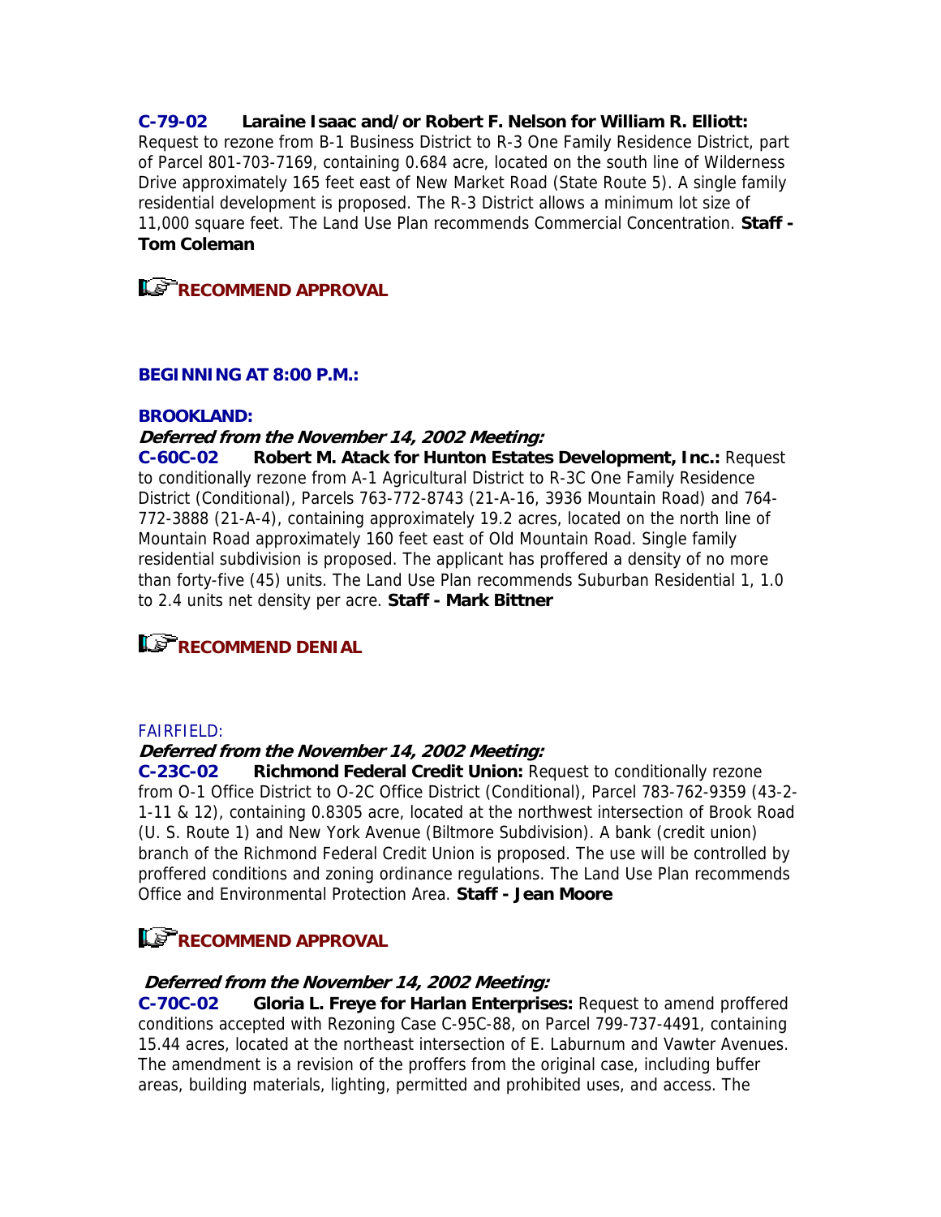**C-79-02 Laraine Isaac and/or Robert F. Nelson for William R. Elliott:** Request to rezone from B-1 Business District to R-3 One Family Residence District, part of Parcel 801-703-7169, containing 0.684 acre, located on the south line of Wilderness Drive approximately 165 feet east of New Market Road (State Route 5). A single family residential development is proposed. The R-3 District allows a minimum lot size of 11,000 square feet. The Land Use Plan recommends Commercial Concentration. **Staff - Tom Coleman**

**RECOMMEND APPROVAL**

**BEGINNING AT 8:00 P.M.:**

**BROOKLAND:**

***Deferred from the November 14, 2002 Meeting:***

**C-60C-02 Robert M. Atack for Hunton Estates Development, Inc.:** Request to conditionally rezone from A-1 Agricultural District to R-3C One Family Residence District (Conditional), Parcels 763-772-8743 (21-A-16, 3936 Mountain Road) and 764-772-3888 (21-A-4), containing approximately 19.2 acres, located on the north line of Mountain Road approximately 160 feet east of Old Mountain Road. Single family residential subdivision is proposed. The applicant has proffered a density of no more than forty-five (45) units. The Land Use Plan recommends Suburban Residential 1, 1.0 to 2.4 units net density per acre. **Staff - Mark Bittner**

**RECOMMEND DENIAL**

FAIRFIELD:

***Deferred from the November 14, 2002 Meeting:***

**C-23C-02 Richmond Federal Credit Union:** Request to conditionally rezone from O-1 Office District to O-2C Office District (Conditional), Parcel 783-762-9359 (43-2-1-11 & 12), containing 0.8305 acre, located at the northwest intersection of Brook Road (U. S. Route 1) and New York Avenue (Biltmore Subdivision). A bank (credit union) branch of the Richmond Federal Credit Union is proposed. The use will be controlled by proffered conditions and zoning ordinance regulations. The Land Use Plan recommends Office and Environmental Protection Area. **Staff - Jean Moore**

**RECOMMEND APPROVAL**

***Deferred from the November 14, 2002 Meeting:***

**C-70C-02 Gloria L. Freye for Harlan Enterprises:** Request to amend proffered conditions accepted with Rezoning Case C-95C-88, on Parcel 799-737-4491, containing 15.44 acres, located at the northeast intersection of E. Laburnum and Vawter Avenues. The amendment is a revision of the proffers from the original case, including buffer areas, building materials, lighting, permitted and prohibited uses, and access. The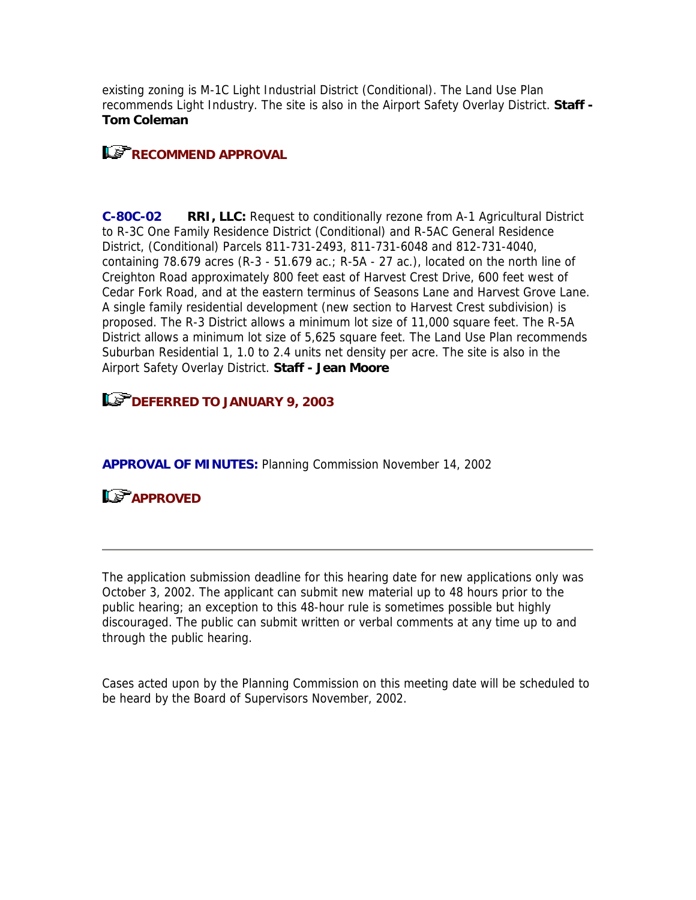existing zoning is M-1C Light Industrial District (Conditional). The Land Use Plan recommends Light Industry. The site is also in the Airport Safety Overlay District. **Staff - Tom Coleman**

**RECOMMEND APPROVAL**

**C-80C-02** **RRI, LLC:** Request to conditionally rezone from A-1 Agricultural District to R-3C One Family Residence District (Conditional) and R-5AC General Residence District, (Conditional) Parcels 811-731-2493, 811-731-6048 and 812-731-4040, containing 78.679 acres (R-3 - 51.679 ac.; R-5A - 27 ac.), located on the north line of Creighton Road approximately 800 feet east of Harvest Crest Drive, 600 feet west of Cedar Fork Road, and at the eastern terminus of Seasons Lane and Harvest Grove Lane. A single family residential development (new section to Harvest Crest subdivision) is proposed. The R-3 District allows a minimum lot size of 11,000 square feet. The R-5A District allows a minimum lot size of 5,625 square feet. The Land Use Plan recommends Suburban Residential 1, 1.0 to 2.4 units net density per acre. The site is also in the Airport Safety Overlay District. **Staff - Jean Moore**

**DEFERRED TO JANUARY 9, 2003**

**APPROVAL OF MINUTES:** Planning Commission November 14, 2002

**APPROVED**

---

The application submission deadline for this hearing date for new applications only was October 3, 2002. The applicant can submit new material up to 48 hours prior to the public hearing; an exception to this 48-hour rule is sometimes possible but highly discouraged. The public can submit written or verbal comments at any time up to and through the public hearing.

Cases acted upon by the Planning Commission on this meeting date will be scheduled to be heard by the Board of Supervisors November, 2002.